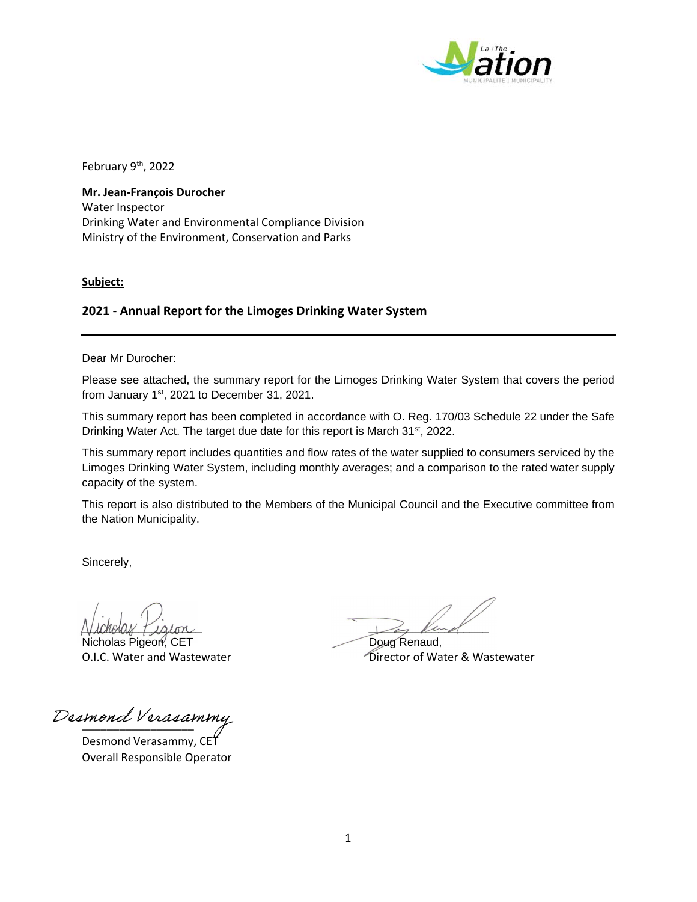February 9th, 2022

**Mr. Jean-François Durocher**
Water Inspector
Drinking Water and Environmental Compliance Division
Ministry of the Environment, Conservation and Parks

**Subject:**

## 2021 - Annual Report for the Limoges Drinking Water System

---

Dear Mr Durocher:

Please see attached, the summary report for the Limoges Drinking Water System that covers the period from January 1st, 2021 to December 31, 2021.

This summary report has been completed in accordance with O. Reg. 170/03 Schedule 22 under the Safe Drinking Water Act. The target due date for this report is March 31st, 2022.

This summary report includes quantities and flow rates of the water supplied to consumers serviced by the Limoges Drinking Water System, including monthly averages; and a comparison to the rated water supply capacity of the system.

This report is also distributed to the Members of the Municipal Council and the Executive committee from the Nation Municipality.

Sincerely,

Nicholas Pigeon, CET
O.I.C. Water and Wastewater

Doug Renaud,
Director of Water & Wastewater

Desmond Verasammy, CET
Overall Responsible Operator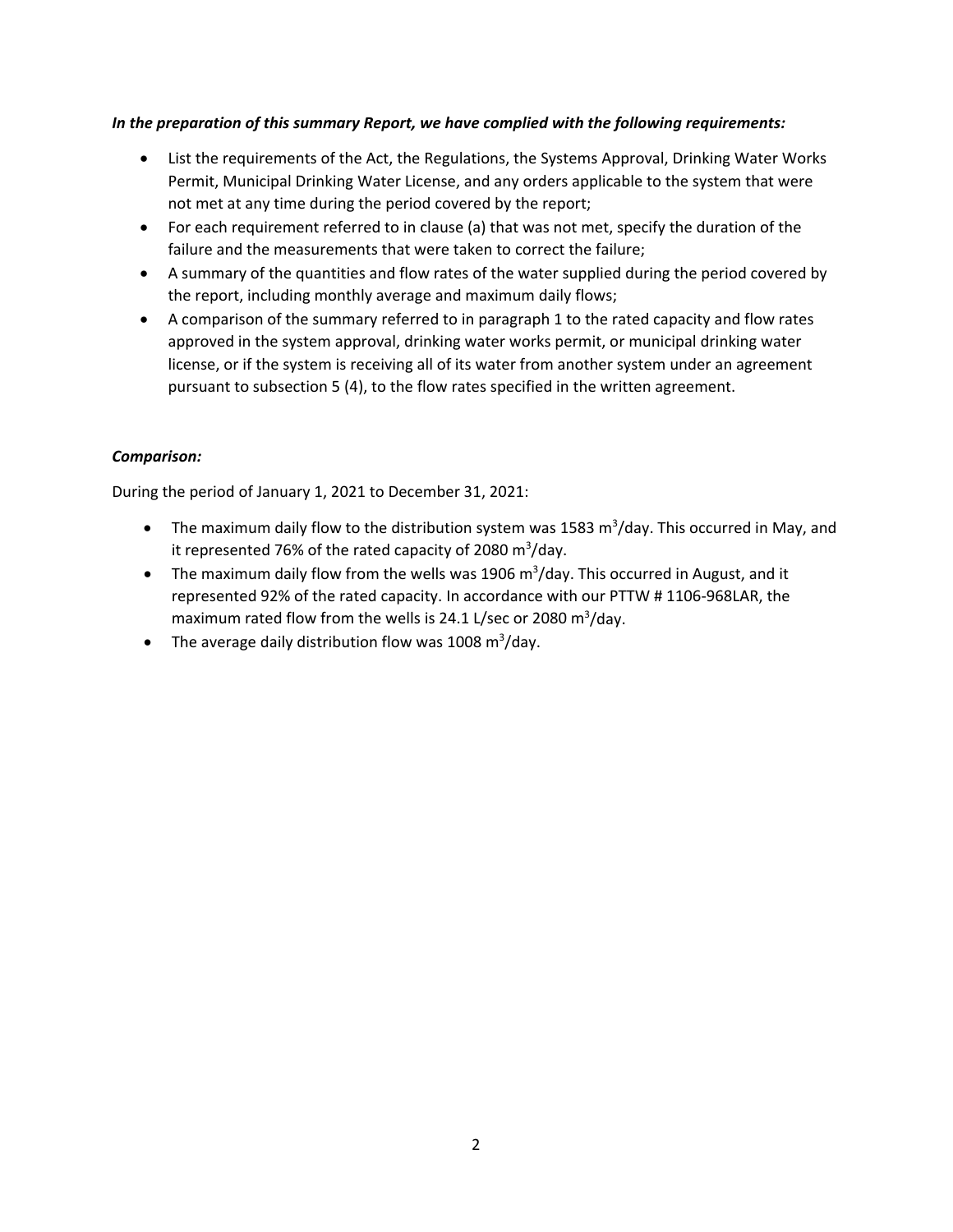***In the preparation of this summary Report, we have complied with the following requirements:***

- List the requirements of the Act, the Regulations, the Systems Approval, Drinking Water Works Permit, Municipal Drinking Water License, and any orders applicable to the system that were not met at any time during the period covered by the report;
- For each requirement referred to in clause (a) that was not met, specify the duration of the failure and the measurements that were taken to correct the failure;
- A summary of the quantities and flow rates of the water supplied during the period covered by the report, including monthly average and maximum daily flows;
- A comparison of the summary referred to in paragraph 1 to the rated capacity and flow rates approved in the system approval, drinking water works permit, or municipal drinking water license, or if the system is receiving all of its water from another system under an agreement pursuant to subsection 5 (4), to the flow rates specified in the written agreement.

***Comparison:***

During the period of January 1, 2021 to December 31, 2021:

- The maximum daily flow to the distribution system was 1583 $m^3$/day. This occurred in May, and it represented 76% of the rated capacity of 2080 $m^3$/day.
- The maximum daily flow from the wells was 1906 $m^3$/day. This occurred in August, and it represented 92% of the rated capacity. In accordance with our PTTW # 1106-968LAR, the maximum rated flow from the wells is 24.1 L/sec or 2080 $m^3$/day.
- The average daily distribution flow was 1008 $m^3$/day.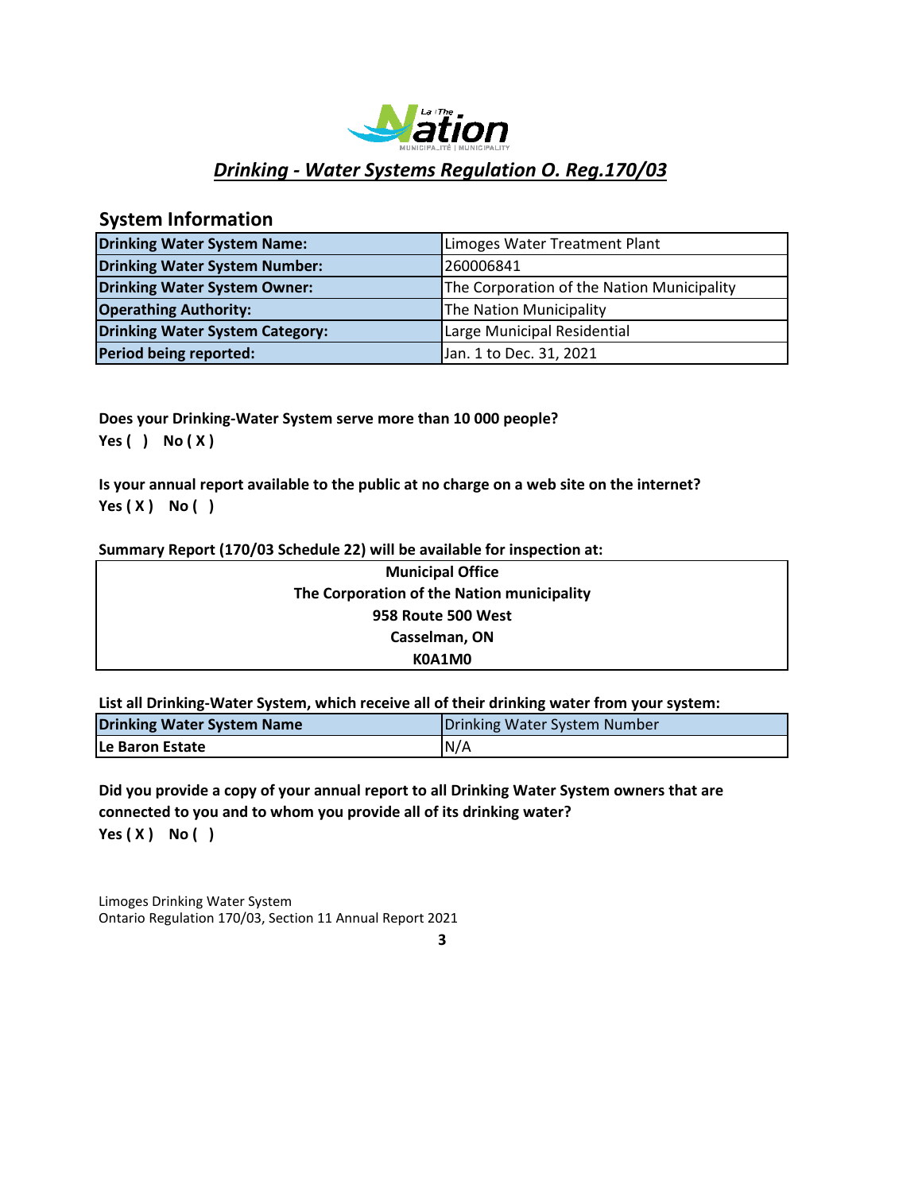## *Drinking - Water Systems Regulation O. Reg.170/03*

### System Information

| | |
|---|---|
| **Drinking Water System Name:** | Limoges Water Treatment Plant |
| **Drinking Water System Number:** | 260006841 |
| **Drinking Water System Owner:** | The Corporation of the Nation Municipality |
| **Operathing Authority:** | The Nation Municipality |
| **Drinking Water System Category:** | Large Municipal Residential |
| **Period being reported:** | Jan. 1 to Dec. 31, 2021 |

**Does your Drinking-Water System serve more than 10 000 people?**
**Yes ( ) No ( X )**

**Is your annual report available to the public at no charge on a web site on the internet?**
**Yes ( X ) No ( )**

**Summary Report (170/03 Schedule 22) will be available for inspection at:**

| |
|---|
| **Municipal Office** |
| **The Corporation of the Nation municipality** |
| **958 Route 500 West** |
| **Casselman, ON** |
| **K0A1M0** |

**List all Drinking-Water System, which receive all of their drinking water from your system:**

| **Drinking Water System Name** | Drinking Water System Number |
|---|---|
| **Le Baron Estate** | N/A |

**Did you provide a copy of your annual report to all Drinking Water System owners that are connected to you and to whom you provide all of its drinking water?**
**Yes ( X ) No ( )**

Limoges Drinking Water System
Ontario Regulation 170/03, Section 11 Annual Report 2021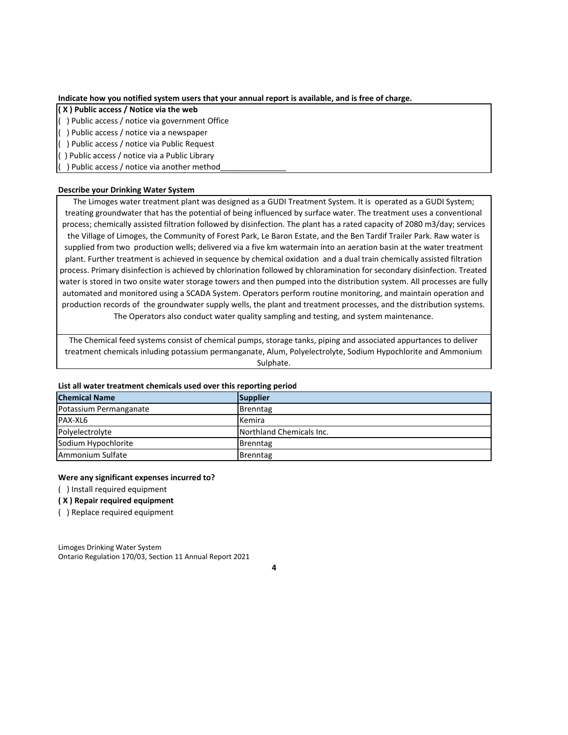**Indicate how you notified system users that your annual report is available, and is free of charge.**

**( X ) Public access / Notice via the web**
( ) Public access / notice via government Office
( ) Public access / notice via a newspaper
( ) Public access / notice via Public Request
( ) Public access / notice via a Public Library
( ) Public access / notice via another method_______________

**Describe your Drinking Water System**

The Limoges water treatment plant was designed as a GUDI Treatment System. It is operated as a GUDI System; treating groundwater that has the potential of being influenced by surface water. The treatment uses a conventional process; chemically assisted filtration followed by disinfection. The plant has a rated capacity of 2080 m3/day; services the Village of Limoges, the Community of Forest Park, Le Baron Estate, and the Ben Tardif Trailer Park. Raw water is supplied from two production wells; delivered via a five km watermain into an aeration basin at the water treatment plant. Further treatment is achieved in sequence by chemical oxidation and a dual train chemically assisted filtration process. Primary disinfection is achieved by chlorination followed by chloramination for secondary disinfection. Treated water is stored in two onsite water storage towers and then pumped into the distribution system. All processes are fully automated and monitored using a SCADA System. Operators perform routine monitoring, and maintain operation and production records of the groundwater supply wells, the plant and treatment processes, and the distribution systems. The Operators also conduct water quality sampling and testing, and system maintenance.

The Chemical feed systems consist of chemical pumps, storage tanks, piping and associated appurtances to deliver treatment chemicals inluding potassium permanganate, Alum, Polyelectrolyte, Sodium Hypochlorite and Ammonium Sulphate.

**List all water treatment chemicals used over this reporting period**

| Chemical Name | Supplier |
|---|---|
| Potassium Permanganate | Brenntag |
| PAX-XL6 | Kemira |
| Polyelectrolyte | Northland Chemicals Inc. |
| Sodium Hypochlorite | Brenntag |
| Ammonium Sulfate | Brenntag |

**Were any significant expenses incurred to?**

( ) Install required equipment
**( X ) Repair required equipment**
( ) Replace required equipment

Limoges Drinking Water System
Ontario Regulation 170/03, Section 11 Annual Report 2021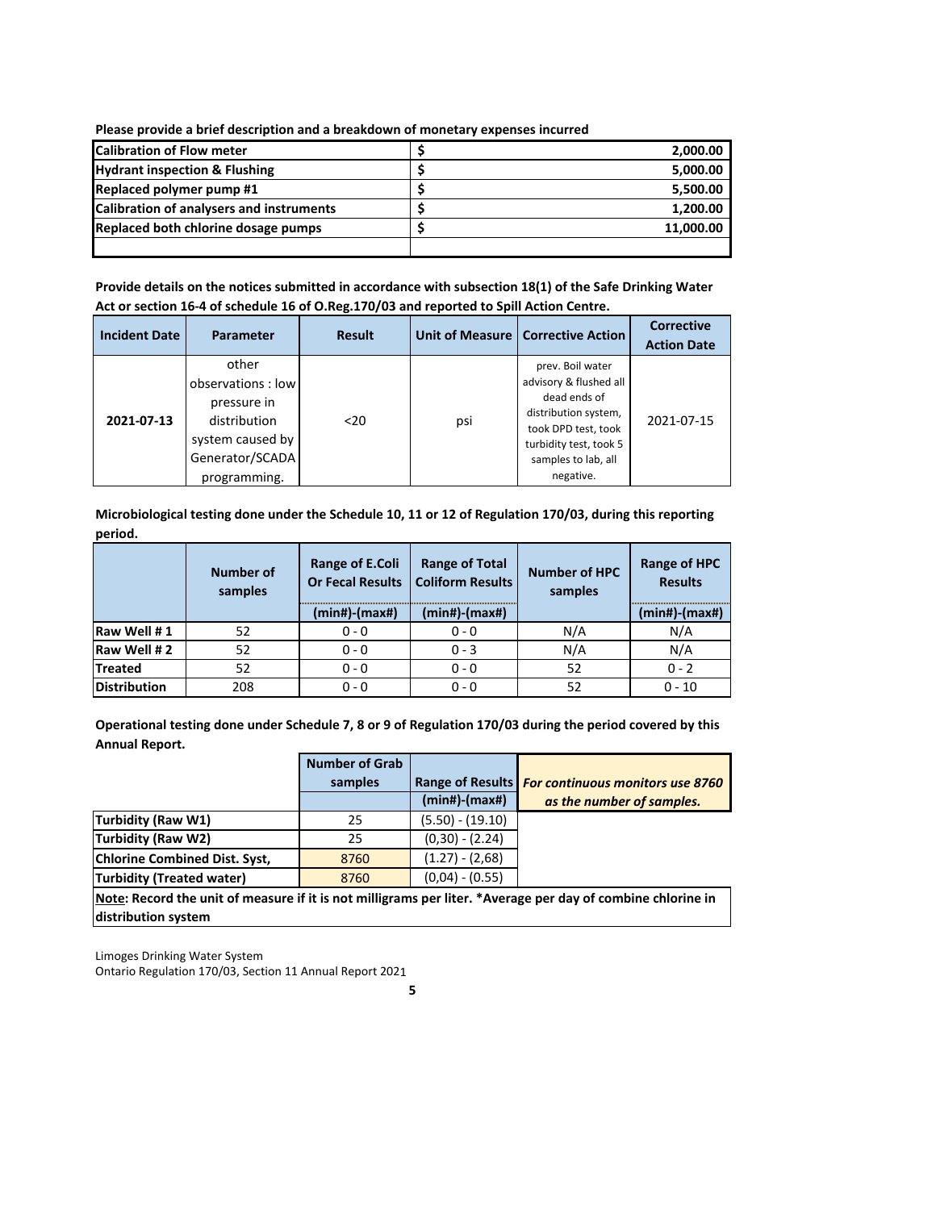**Please provide a brief description and a breakdown of monetary expenses incurred**

| | |
|---|---|
| **Calibration of Flow meter** | **$ 2,000.00** |
| **Hydrant inspection & Flushing** | **$ 5,000.00** |
| **Replaced polymer pump #1** | **$ 5,500.00** |
| **Calibration of analysers and instruments** | **$ 1,200.00** |
| **Replaced both chlorine dosage pumps** | **$ 11,000.00** |
| | |

**Provide details on the notices submitted in accordance with subsection 18(1) of the Safe Drinking Water Act or section 16-4 of schedule 16 of O.Reg.170/03 and reported to Spill Action Centre.**

| Incident Date | Parameter | Result | Unit of Measure | Corrective Action | Corrective Action Date |
|---|---|---|---|---|---|
| **2021-07-13** | other observations : low pressure in distribution system caused by Generator/SCADA programming. | <20 | psi | prev. Boil water advisory & flushed all dead ends of distribution system, took DPD test, took turbidity test, took 5 samples to lab, all negative. | 2021-07-15 |

**Microbiological testing done under the Schedule 10, 11 or 12 of Regulation 170/03, during this reporting period.**

| | Number of samples | Range of E.Coli Or Fecal Results | Range of Total Coliform Results | Number of HPC samples | Range of HPC Results |
|---|---|---|---|---|---|
| | | (min#)-(max#) | (min#)-(max#) | | (min#)-(max#) |
| **Raw Well # 1** | 52 | 0 - 0 | 0 - 0 | N/A | N/A |
| **Raw Well # 2** | 52 | 0 - 0 | 0 - 3 | N/A | N/A |
| **Treated** | 52 | 0 - 0 | 0 - 0 | 52 | 0 - 2 |
| **Distribution** | 208 | 0 - 0 | 0 - 0 | 52 | 0 - 10 |

**Operational testing done under Schedule 7, 8 or 9 of Regulation 170/03 during the period covered by this Annual Report.**

| | Number of Grab samples | Range of Results | ***For continuous monitors use 8760 as the number of samples.*** |
|---|---|---|---|
| | | (min#)-(max#) | |
| **Turbidity (Raw W1)** | 25 | (5.50) - (19.10) | |
| **Turbidity (Raw W2)** | 25 | (0,30) - (2.24) | |
| **Chlorine Combined Dist. Syst,** | 8760 | (1.27) - (2,68) | |
| **Turbidity (Treated water)** | 8760 | (0,04) - (0.55) | |

**Note: Record the unit of measure if it is not milligrams per liter. *Average per day of combine chlorine in distribution system**

Limoges Drinking Water System
Ontario Regulation 170/03, Section 11 Annual Report 2021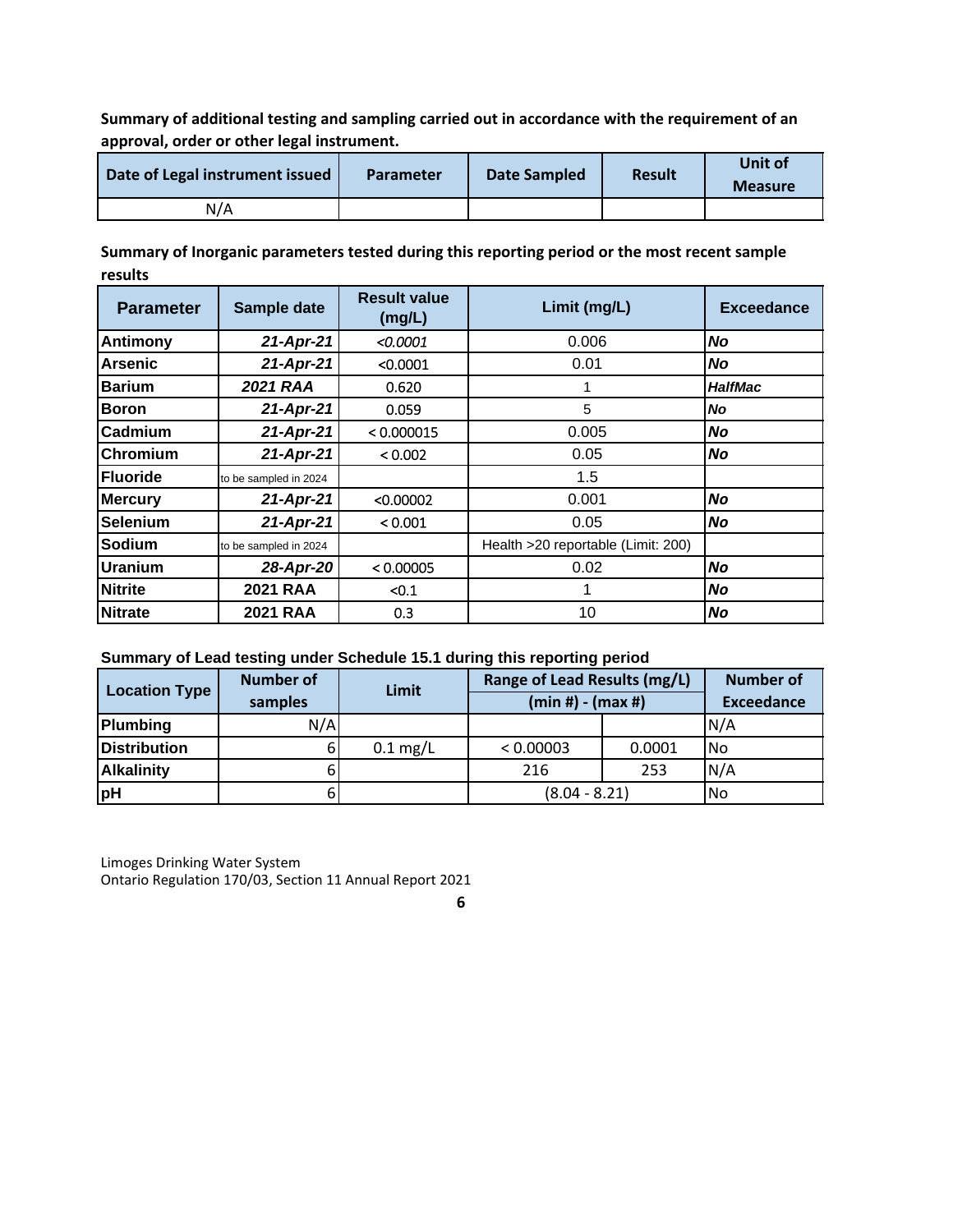**Summary of additional testing and sampling carried out in accordance with the requirement of an approval, order or other legal instrument.**

| Date of Legal instrument issued | Parameter | Date Sampled | Result | Unit of Measure |
|---|---|---|---|---|
| N/A | | | | |

**Summary of Inorganic parameters tested during this reporting period or the most recent sample results**

| Parameter | Sample date | Result value (mg/L) | Limit (mg/L) | Exceedance |
|---|---|---|---|---|
| Antimony | *21-Apr-21* | *<0.0001* | 0.006 | *No* |
| Arsenic | *21-Apr-21* | <0.0001 | 0.01 | *No* |
| Barium | *2021 RAA* | 0.620 | 1 | *HalfMac* |
| Boron | *21-Apr-21* | 0.059 | 5 | *No* |
| Cadmium | *21-Apr-21* | < 0.000015 | 0.005 | *No* |
| Chromium | *21-Apr-21* | < 0.002 | 0.05 | *No* |
| Fluoride | to be sampled in 2024 | | 1.5 | |
| Mercury | *21-Apr-21* | <0.00002 | 0.001 | *No* |
| Selenium | *21-Apr-21* | < 0.001 | 0.05 | *No* |
| Sodium | to be sampled in 2024 | | Health >20 reportable (Limit: 200) | |
| Uranium | *28-Apr-20* | < 0.00005 | 0.02 | *No* |
| Nitrite | 2021 RAA | <0.1 | 1 | *No* |
| Nitrate | 2021 RAA | 0.3 | 10 | *No* |

**Summary of Lead testing under Schedule 15.1 during this reporting period**

| Location Type | Number of samples | Limit | Range of Lead Results (mg/L) (min #) - (max #) | | Number of Exceedance |
|---|---|---|---|---|---|
| Plumbing | N/A | | | | N/A |
| Distribution | 6 | 0.1 mg/L | < 0.00003 | 0.0001 | No |
| Alkalinity | 6 | | 216 | 253 | N/A |
| pH | 6 | | (8.04 - 8.21) | | No |

Limoges Drinking Water System
Ontario Regulation 170/03, Section 11 Annual Report 2021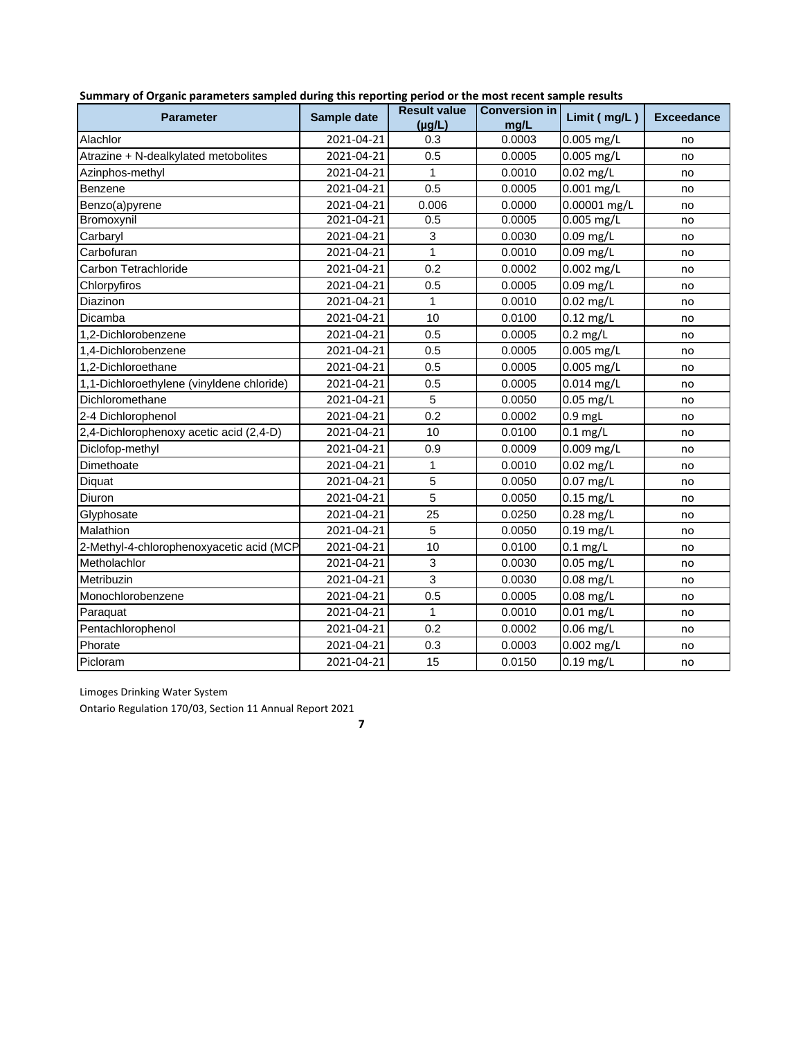**Summary of Organic parameters sampled during this reporting period or the most recent sample results**

| Parameter | Sample date | Result value (µg/L) | Conversion in mg/L | Limit ( mg/L ) | Exceedance |
|---|---|---|---|---|---|
| Alachlor | 2021-04-21 | 0.3 | 0.0003 | 0.005 mg/L | no |
| Atrazine + N-dealkylated metobolites | 2021-04-21 | 0.5 | 0.0005 | 0.005 mg/L | no |
| Azinphos-methyl | 2021-04-21 | 1 | 0.0010 | 0.02 mg/L | no |
| Benzene | 2021-04-21 | 0.5 | 0.0005 | 0.001 mg/L | no |
| Benzo(a)pyrene | 2021-04-21 | 0.006 | 0.0000 | 0.00001 mg/L | no |
| Bromoxynil | 2021-04-21 | 0.5 | 0.0005 | 0.005 mg/L | no |
| Carbaryl | 2021-04-21 | 3 | 0.0030 | 0.09 mg/L | no |
| Carbofuran | 2021-04-21 | 1 | 0.0010 | 0.09 mg/L | no |
| Carbon Tetrachloride | 2021-04-21 | 0.2 | 0.0002 | 0.002 mg/L | no |
| Chlorpyfiros | 2021-04-21 | 0.5 | 0.0005 | 0.09 mg/L | no |
| Diazinon | 2021-04-21 | 1 | 0.0010 | 0.02 mg/L | no |
| Dicamba | 2021-04-21 | 10 | 0.0100 | 0.12 mg/L | no |
| 1,2-Dichlorobenzene | 2021-04-21 | 0.5 | 0.0005 | 0.2 mg/L | no |
| 1,4-Dichlorobenzene | 2021-04-21 | 0.5 | 0.0005 | 0.005 mg/L | no |
| 1,2-Dichloroethane | 2021-04-21 | 0.5 | 0.0005 | 0.005 mg/L | no |
| 1,1-Dichloroethylene (vinyldene chloride) | 2021-04-21 | 0.5 | 0.0005 | 0.014 mg/L | no |
| Dichloromethane | 2021-04-21 | 5 | 0.0050 | 0.05 mg/L | no |
| 2-4 Dichlorophenol | 2021-04-21 | 0.2 | 0.0002 | 0.9 mgL | no |
| 2,4-Dichlorophenoxy acetic acid (2,4-D) | 2021-04-21 | 10 | 0.0100 | 0.1 mg/L | no |
| Diclofop-methyl | 2021-04-21 | 0.9 | 0.0009 | 0.009 mg/L | no |
| Dimethoate | 2021-04-21 | 1 | 0.0010 | 0.02 mg/L | no |
| Diquat | 2021-04-21 | 5 | 0.0050 | 0.07 mg/L | no |
| Diuron | 2021-04-21 | 5 | 0.0050 | 0.15 mg/L | no |
| Glyphosate | 2021-04-21 | 25 | 0.0250 | 0.28 mg/L | no |
| Malathion | 2021-04-21 | 5 | 0.0050 | 0.19 mg/L | no |
| 2-Methyl-4-chlorophenoxyacetic acid (MCP | 2021-04-21 | 10 | 0.0100 | 0.1 mg/L | no |
| Metholachlor | 2021-04-21 | 3 | 0.0030 | 0.05 mg/L | no |
| Metribuzin | 2021-04-21 | 3 | 0.0030 | 0.08 mg/L | no |
| Monochlorobenzene | 2021-04-21 | 0.5 | 0.0005 | 0.08 mg/L | no |
| Paraquat | 2021-04-21 | 1 | 0.0010 | 0.01 mg/L | no |
| Pentachlorophenol | 2021-04-21 | 0.2 | 0.0002 | 0.06 mg/L | no |
| Phorate | 2021-04-21 | 0.3 | 0.0003 | 0.002 mg/L | no |
| Picloram | 2021-04-21 | 15 | 0.0150 | 0.19 mg/L | no |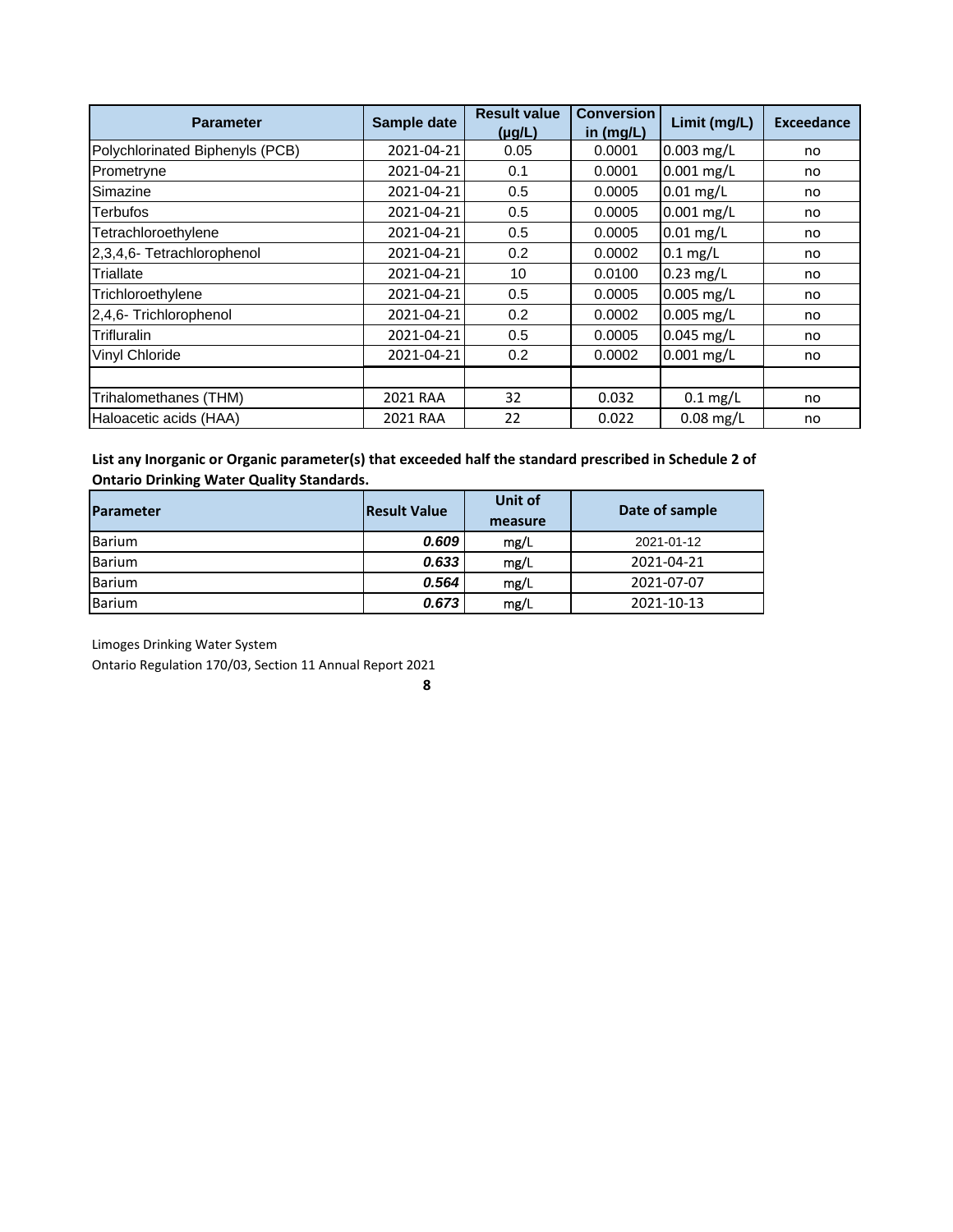| Parameter | Sample date | Result value (µg/L) | Conversion in (mg/L) | Limit (mg/L) | Exceedance |
| --- | --- | --- | --- | --- | --- |
| Polychlorinated Biphenyls (PCB) | 2021-04-21 | 0.05 | 0.0001 | 0.003 mg/L | no |
| Prometryne | 2021-04-21 | 0.1 | 0.0001 | 0.001 mg/L | no |
| Simazine | 2021-04-21 | 0.5 | 0.0005 | 0.01 mg/L | no |
| Terbufos | 2021-04-21 | 0.5 | 0.0005 | 0.001 mg/L | no |
| Tetrachloroethylene | 2021-04-21 | 0.5 | 0.0005 | 0.01 mg/L | no |
| 2,3,4,6- Tetrachlorophenol | 2021-04-21 | 0.2 | 0.0002 | 0.1 mg/L | no |
| Triallate | 2021-04-21 | 10 | 0.0100 | 0.23 mg/L | no |
| Trichloroethylene | 2021-04-21 | 0.5 | 0.0005 | 0.005 mg/L | no |
| 2,4,6- Trichlorophenol | 2021-04-21 | 0.2 | 0.0002 | 0.005 mg/L | no |
| Trifluralin | 2021-04-21 | 0.5 | 0.0005 | 0.045 mg/L | no |
| Vinyl Chloride | 2021-04-21 | 0.2 | 0.0002 | 0.001 mg/L | no |
| | | | | | |
| Trihalomethanes (THM) | 2021 RAA | 32 | 0.032 | 0.1 mg/L | no |
| Haloacetic acids (HAA) | 2021 RAA | 22 | 0.022 | 0.08 mg/L | no |

**List any Inorganic or Organic parameter(s) that exceeded half the standard prescribed in Schedule 2 of Ontario Drinking Water Quality Standards.**

| Parameter | Result Value | Unit of measure | Date of sample |
| --- | --- | --- | --- |
| Barium | ***0.609*** | mg/L | 2021-01-12 |
| Barium | ***0.633*** | mg/L | 2021-04-21 |
| Barium | ***0.564*** | mg/L | 2021-07-07 |
| Barium | ***0.673*** | mg/L | 2021-10-13 |

Limoges Drinking Water System

Ontario Regulation 170/03, Section 11 Annual Report 2021